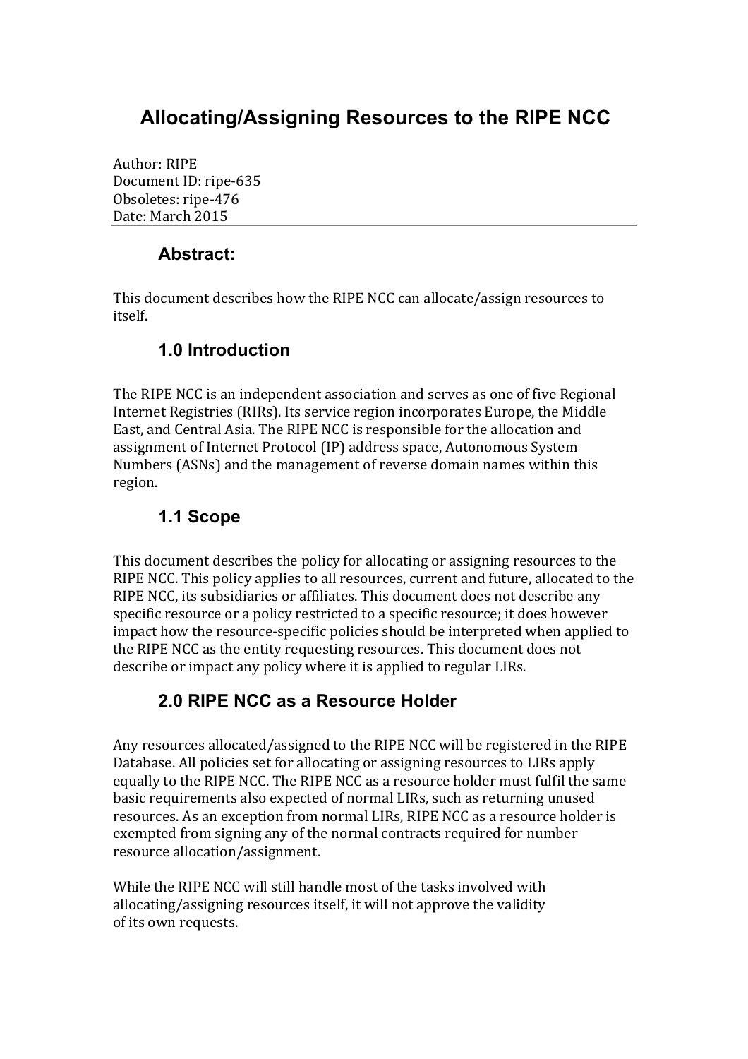# Allocating/Assigning Resources to the RIPE NCC

Author: RIPE
Document ID: ripe-635
Obsoletes: ripe-476
Date: March 2015

## Abstract:

This document describes how the RIPE NCC can allocate/assign resources to itself.

## 1.0 Introduction

The RIPE NCC is an independent association and serves as one of five Regional Internet Registries (RIRs). Its service region incorporates Europe, the Middle East, and Central Asia. The RIPE NCC is responsible for the allocation and assignment of Internet Protocol (IP) address space, Autonomous System Numbers (ASNs) and the management of reverse domain names within this region.

## 1.1 Scope

This document describes the policy for allocating or assigning resources to the RIPE NCC. This policy applies to all resources, current and future, allocated to the RIPE NCC, its subsidiaries or affiliates. This document does not describe any specific resource or a policy restricted to a specific resource; it does however impact how the resource-specific policies should be interpreted when applied to the RIPE NCC as the entity requesting resources. This document does not describe or impact any policy where it is applied to regular LIRs.

## 2.0 RIPE NCC as a Resource Holder

Any resources allocated/assigned to the RIPE NCC will be registered in the RIPE Database. All policies set for allocating or assigning resources to LIRs apply equally to the RIPE NCC. The RIPE NCC as a resource holder must fulfil the same basic requirements also expected of normal LIRs, such as returning unused resources. As an exception from normal LIRs, RIPE NCC as a resource holder is exempted from signing any of the normal contracts required for number resource allocation/assignment.

While the RIPE NCC will still handle most of the tasks involved with allocating/assigning resources itself, it will not approve the validity of its own requests.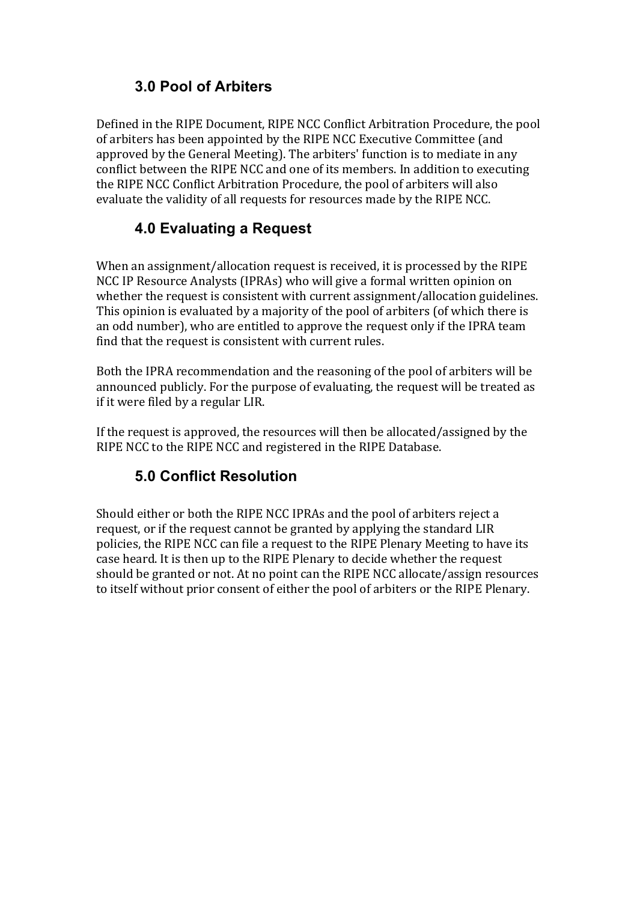## 3.0 Pool of Arbiters

Defined in the RIPE Document, RIPE NCC Conflict Arbitration Procedure, the pool of arbiters has been appointed by the RIPE NCC Executive Committee (and approved by the General Meeting). The arbiters' function is to mediate in any conflict between the RIPE NCC and one of its members. In addition to executing the RIPE NCC Conflict Arbitration Procedure, the pool of arbiters will also evaluate the validity of all requests for resources made by the RIPE NCC.

## 4.0 Evaluating a Request

When an assignment/allocation request is received, it is processed by the RIPE NCC IP Resource Analysts (IPRAs) who will give a formal written opinion on whether the request is consistent with current assignment/allocation guidelines. This opinion is evaluated by a majority of the pool of arbiters (of which there is an odd number), who are entitled to approve the request only if the IPRA team find that the request is consistent with current rules.

Both the IPRA recommendation and the reasoning of the pool of arbiters will be announced publicly. For the purpose of evaluating, the request will be treated as if it were filed by a regular LIR.

If the request is approved, the resources will then be allocated/assigned by the RIPE NCC to the RIPE NCC and registered in the RIPE Database.

## 5.0 Conflict Resolution

Should either or both the RIPE NCC IPRAs and the pool of arbiters reject a request, or if the request cannot be granted by applying the standard LIR policies, the RIPE NCC can file a request to the RIPE Plenary Meeting to have its case heard. It is then up to the RIPE Plenary to decide whether the request should be granted or not. At no point can the RIPE NCC allocate/assign resources to itself without prior consent of either the pool of arbiters or the RIPE Plenary.